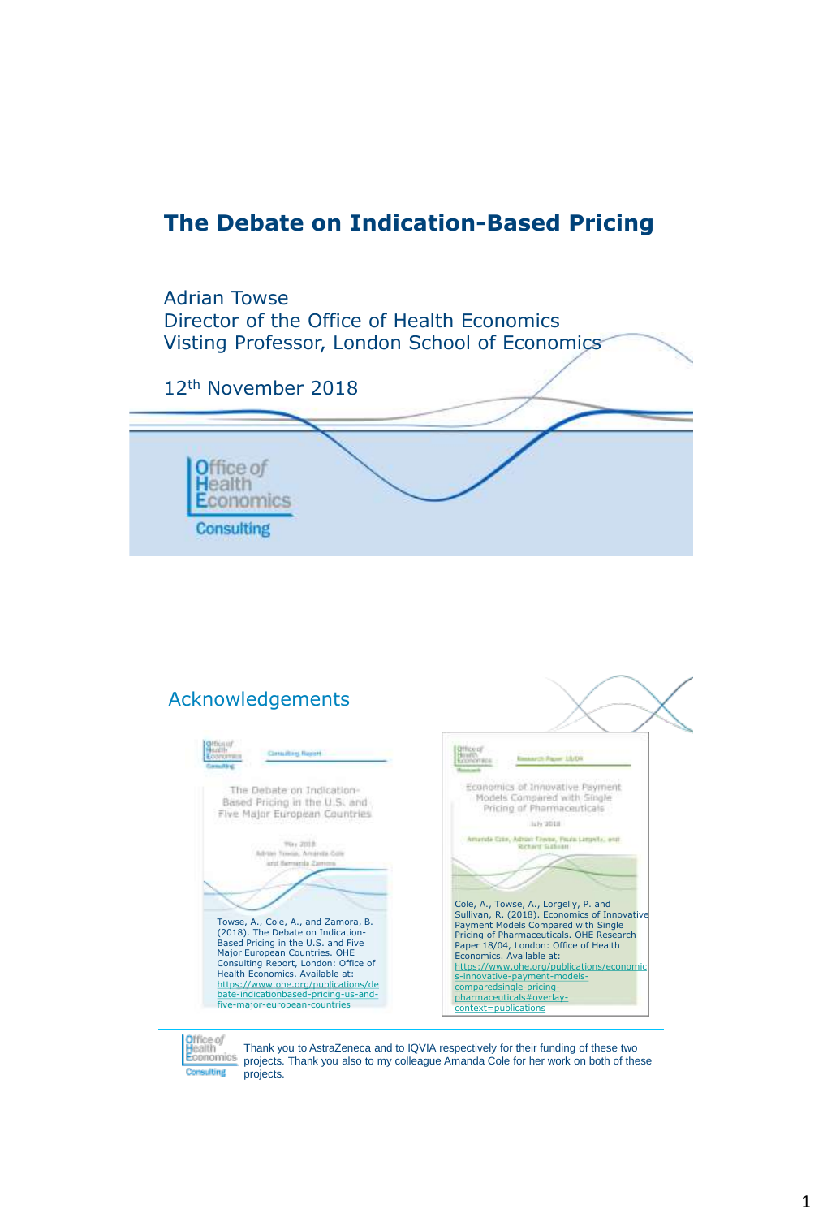# The Debate on Indication-Based Pricing

Adrian Towse
Director of the Office of Health Economics
Visting Professor, London School of Economics

12th November 2018

Office of Health Economics
Consulting

## Acknowledgements

Office of Health Economics Consulting — Consulting Report

The Debate on Indication-Based Pricing in the U.S. and Five Major European Countries

May 2018
Adrian Towse, Amanda Cole and Bernarda Zamora

Towse, A., Cole, A., and Zamora, B. (2018). The Debate on Indication-Based Pricing in the U.S. and Five Major European Countries. OHE Consulting Report, London: Office of Health Economics. Available at: https://www.ohe.org/publications/debate-indicationbased-pricing-us-and-five-major-european-countries

Office of Health Economics Research — Research Paper 18/04

Economics of Innovative Payment Models Compared with Single Pricing of Pharmaceuticals

July 2018

Amanda Cole, Adrian Towse, Paula Lorgelly, and Richard Sullivan

Cole, A., Towse, A., Lorgelly, P. and Sullivan, R. (2018). Economics of Innovative Payment Models Compared with Single Pricing of Pharmaceuticals. OHE Research Paper 18/04, London: Office of Health Economics. Available at: https://www.ohe.org/publications/economics-innovative-payment-models-comparedsingle-pricing-pharmaceuticals#overlay-context=publications

Thank you to AstraZeneca and to IQVIA respectively for their funding of these two projects. Thank you also to my colleague Amanda Cole for her work on both of these projects.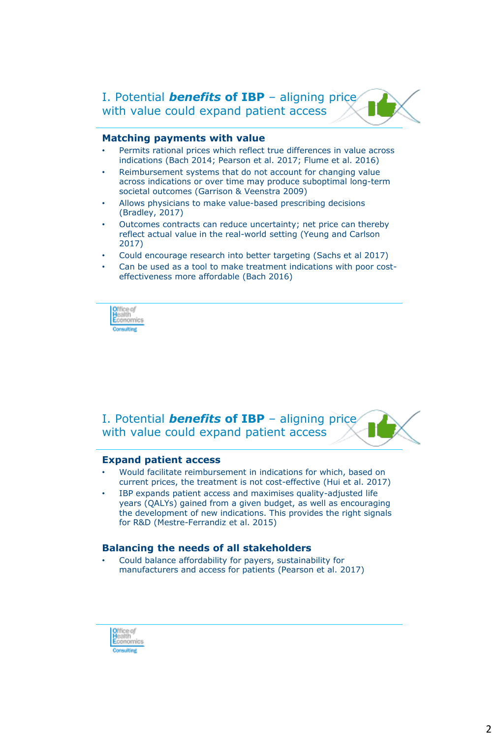## I. Potential ***benefits*** **of IBP** – aligning price with value could expand patient access

### Matching payments with value

- Permits rational prices which reflect true differences in value across indications (Bach 2014; Pearson et al. 2017; Flume et al. 2016)
- Reimbursement systems that do not account for changing value across indications or over time may produce suboptimal long-term societal outcomes (Garrison & Veenstra 2009)
- Allows physicians to make value-based prescribing decisions (Bradley, 2017)
- Outcomes contracts can reduce uncertainty; net price can thereby reflect actual value in the real-world setting (Yeung and Carlson 2017)
- Could encourage research into better targeting (Sachs et al 2017)
- Can be used as a tool to make treatment indications with poor cost-effectiveness more affordable (Bach 2016)

Office of Health Economics Consulting

## I. Potential ***benefits*** **of IBP** – aligning price with value could expand patient access

### Expand patient access

- Would facilitate reimbursement in indications for which, based on current prices, the treatment is not cost-effective (Hui et al. 2017)
- IBP expands patient access and maximises quality-adjusted life years (QALYs) gained from a given budget, as well as encouraging the development of new indications. This provides the right signals for R&D (Mestre-Ferrandiz et al. 2015)

### Balancing the needs of all stakeholders

- Could balance affordability for payers, sustainability for manufacturers and access for patients (Pearson et al. 2017)

Office of Health Economics Consulting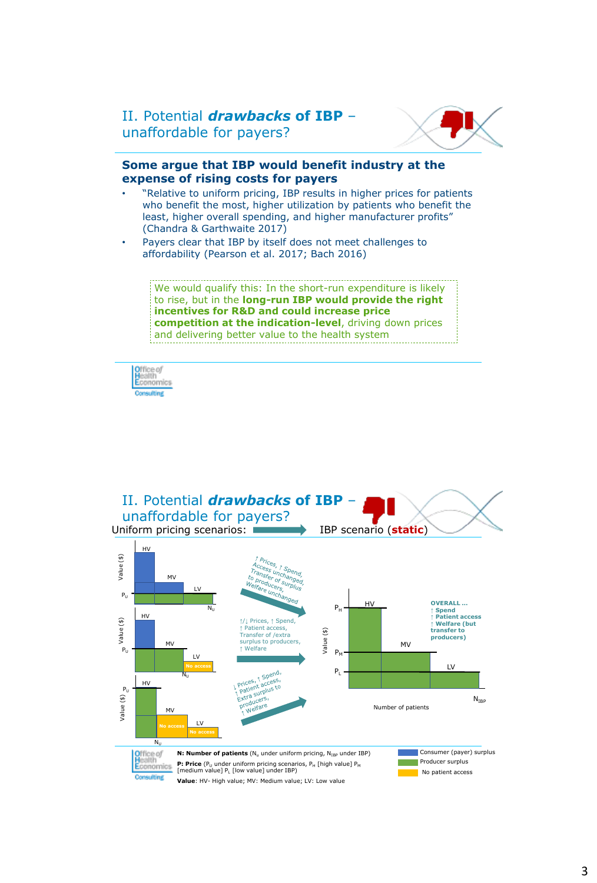## II. Potential ***drawbacks*** **of IBP** – unaffordable for payers?

### Some argue that IBP would benefit industry at the expense of rising costs for payers

- "Relative to uniform pricing, IBP results in higher prices for patients who benefit the most, higher utilization by patients who benefit the least, higher overall spending, and higher manufacturer profits" (Chandra & Garthwaite 2017)
- Payers clear that IBP by itself does not meet challenges to affordability (Pearson et al. 2017; Bach 2016)

> We would qualify this: In the short-run expenditure is likely to rise, but in the **long-run IBP would provide the right incentives for R&D and could increase price competition at the indication-level**, driving down prices and delivering better value to the health system

Office of Health Economics Consulting

---

## II. Potential ***drawbacks*** **of IBP** – unaffordable for payers?

Uniform pricing scenarios: → IBP scenario (**static**)

Scenario 1: ↑ Prices, ↑ Spend, Access unchanged, Transfer of surplus to producers, Welfare unchanged

Scenario 2: ↑/↓ Prices, ↑ Spend, ↑ Patient access, Transfer of /extra surplus to producers, ↑ Welfare

Scenario 3: ↓ Prices, ↑ Spend, ↑ Patient access, Extra surplus to producers, ↑ Welfare

**OVERALL …**
**↑ Spend**
**↑ Patient access**
**↑ Welfare (but transfer to producers)**

**N: Number of patients** ($N_U$ under uniform pricing, $N_{IBP}$ under IBP)
**P: Price** ($P_U$ under uniform pricing scenarios, $P_H$ [high value] $P_M$ [medium value] $P_L$ [low value] under IBP)
**Value**: HV- High value; MV: Medium value; LV: Low value

Legend: Consumer (payer) surplus; Producer surplus; No patient access

Office of Health Economics Consulting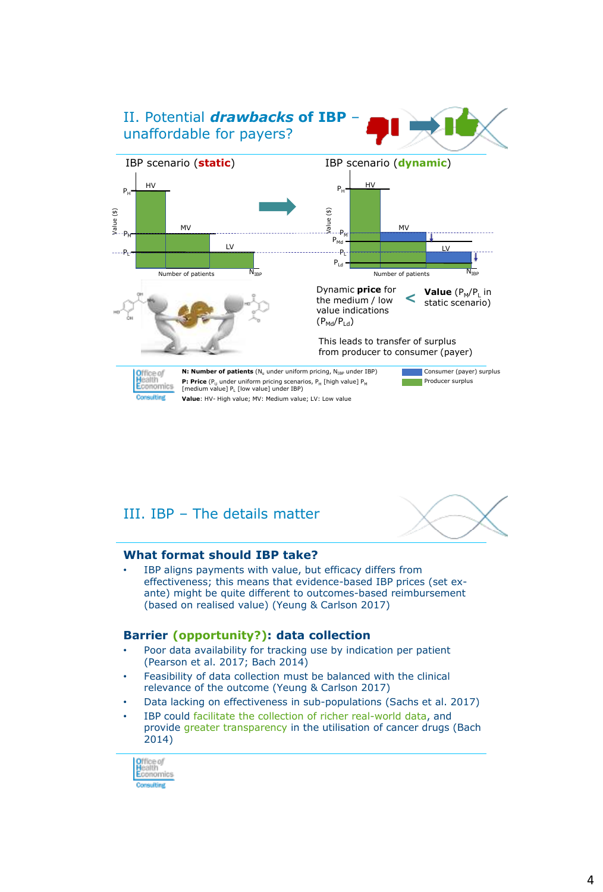## II. Potential ***drawbacks*** of IBP – unaffordable for payers?

IBP scenario (**static**)

IBP scenario (**dynamic**)

Dynamic **price** for the medium / low value indications ($P_{Md}$/$P_{Ld}$) < **Value** ($P_M$/$P_L$ in static scenario)

This leads to transfer of surplus from producer to consumer (payer)

**N: Number of patients** ($N_U$ under uniform pricing, $N_{IBP}$ under IBP)
**P: Price** ($P_U$ under uniform pricing scenarios, $P_H$ [high value] $P_M$ [medium value] $P_L$ [low value] under IBP)
**Value**: HV- High value; MV: Medium value; LV: Low value

Consumer (payer) surplus
Producer surplus

## III. IBP – The details matter

### What format should IBP take?

- IBP aligns payments with value, but efficacy differs from effectiveness; this means that evidence-based IBP prices (set ex-ante) might be quite different to outcomes-based reimbursement (based on realised value) (Yeung & Carlson 2017)

### Barrier (opportunity?): data collection

- Poor data availability for tracking use by indication per patient (Pearson et al. 2017; Bach 2014)
- Feasibility of data collection must be balanced with the clinical relevance of the outcome (Yeung & Carlson 2017)
- Data lacking on effectiveness in sub-populations (Sachs et al. 2017)
- IBP could facilitate the collection of richer real-world data, and provide greater transparency in the utilisation of cancer drugs (Bach 2014)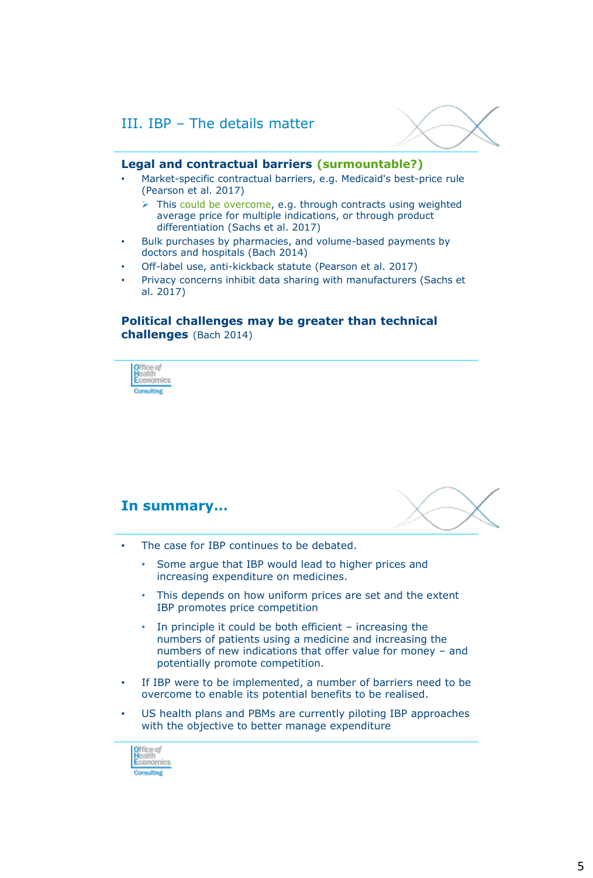## III. IBP – The details matter

**Legal and contractual barriers (surmountable?)**

- Market-specific contractual barriers, e.g. Medicaid's best-price rule (Pearson et al. 2017)
  - This could be overcome, e.g. through contracts using weighted average price for multiple indications, or through product differentiation (Sachs et al. 2017)
- Bulk purchases by pharmacies, and volume-based payments by doctors and hospitals (Bach 2014)
- Off-label use, anti-kickback statute (Pearson et al. 2017)
- Privacy concerns inhibit data sharing with manufacturers (Sachs et al. 2017)

**Political challenges may be greater than technical challenges** (Bach 2014)

## In summary...

- The case for IBP continues to be debated.
  - Some argue that IBP would lead to higher prices and increasing expenditure on medicines.
  - This depends on how uniform prices are set and the extent IBP promotes price competition
  - In principle it could be both efficient – increasing the numbers of patients using a medicine and increasing the numbers of new indications that offer value for money – and potentially promote competition.
- If IBP were to be implemented, a number of barriers need to be overcome to enable its potential benefits to be realised.
- US health plans and PBMs are currently piloting IBP approaches with the objective to better manage expenditure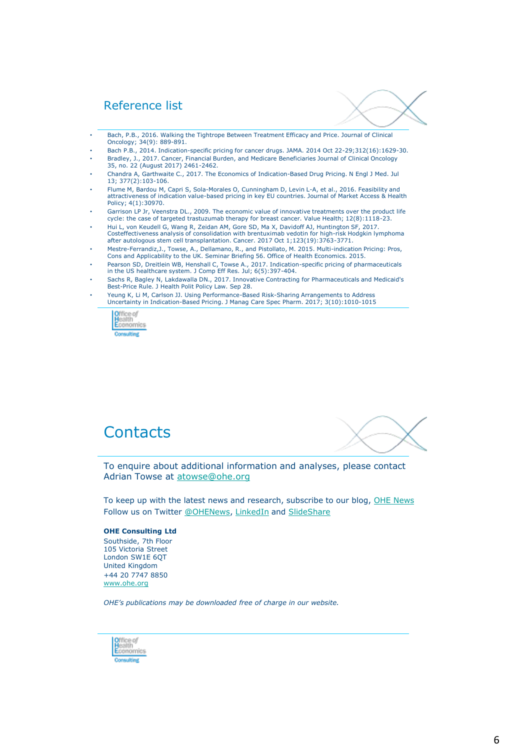## Reference list

- Bach, P.B., 2016. Walking the Tightrope Between Treatment Efficacy and Price. Journal of Clinical Oncology; 34(9): 889-891.
- Bach P.B., 2014. Indication-specific pricing for cancer drugs. JAMA. 2014 Oct 22-29;312(16):1629-30.
- Bradley, J., 2017. Cancer, Financial Burden, and Medicare Beneficiaries Journal of Clinical Oncology 35, no. 22 (August 2017) 2461-2462.
- Chandra A, Garthwaite C., 2017. The Economics of Indication-Based Drug Pricing. N Engl J Med. Jul 13; 377(2):103-106.
- Flume M, Bardou M, Capri S, Sola-Morales O, Cunningham D, Levin L-A, et al., 2016. Feasibility and attractiveness of indication value-based pricing in key EU countries. Journal of Market Access & Health Policy; 4(1):30970.
- Garrison LP Jr, Veenstra DL., 2009. The economic value of innovative treatments over the product life cycle: the case of targeted trastuzumab therapy for breast cancer. Value Health; 12(8):1118-23.
- Hui L, von Keudell G, Wang R, Zeidan AM, Gore SD, Ma X, Davidoff AJ, Huntington SF, 2017. Costeffectiveness analysis of consolidation with brentuximab vedotin for high-risk Hodgkin lymphoma after autologous stem cell transplantation. Cancer. 2017 Oct 1;123(19):3763-3771.
- Mestre-Ferrandiz,J., Towse, A., Dellamano, R., and Pistollato, M. 2015. Multi-indication Pricing: Pros, Cons and Applicability to the UK. Seminar Briefing 56. Office of Health Economics. 2015.
- Pearson SD, Dreitlein WB, Henshall C, Towse A., 2017. Indication-specific pricing of pharmaceuticals in the US healthcare system. J Comp Eff Res. Jul; 6(5):397-404.
- Sachs R, Bagley N, Lakdawalla DN., 2017. Innovative Contracting for Pharmaceuticals and Medicaid's Best-Price Rule. J Health Polit Policy Law. Sep 28.
- Yeung K, Li M, Carlson JJ. Using Performance-Based Risk-Sharing Arrangements to Address Uncertainty in Indication-Based Pricing. J Manag Care Spec Pharm. 2017; 3(10):1010-1015

Office of Health Economics Consulting

## Contacts

To enquire about additional information and analyses, please contact Adrian Towse at atowse@ohe.org

To keep up with the latest news and research, subscribe to our blog, OHE News
Follow us on Twitter @OHENews, LinkedIn and SlideShare

**OHE Consulting Ltd**
Southside, 7th Floor
105 Victoria Street
London SW1E 6QT
United Kingdom
+44 20 7747 8850
www.ohe.org

*OHE's publications may be downloaded free of charge in our website.*

Office of Health Economics Consulting